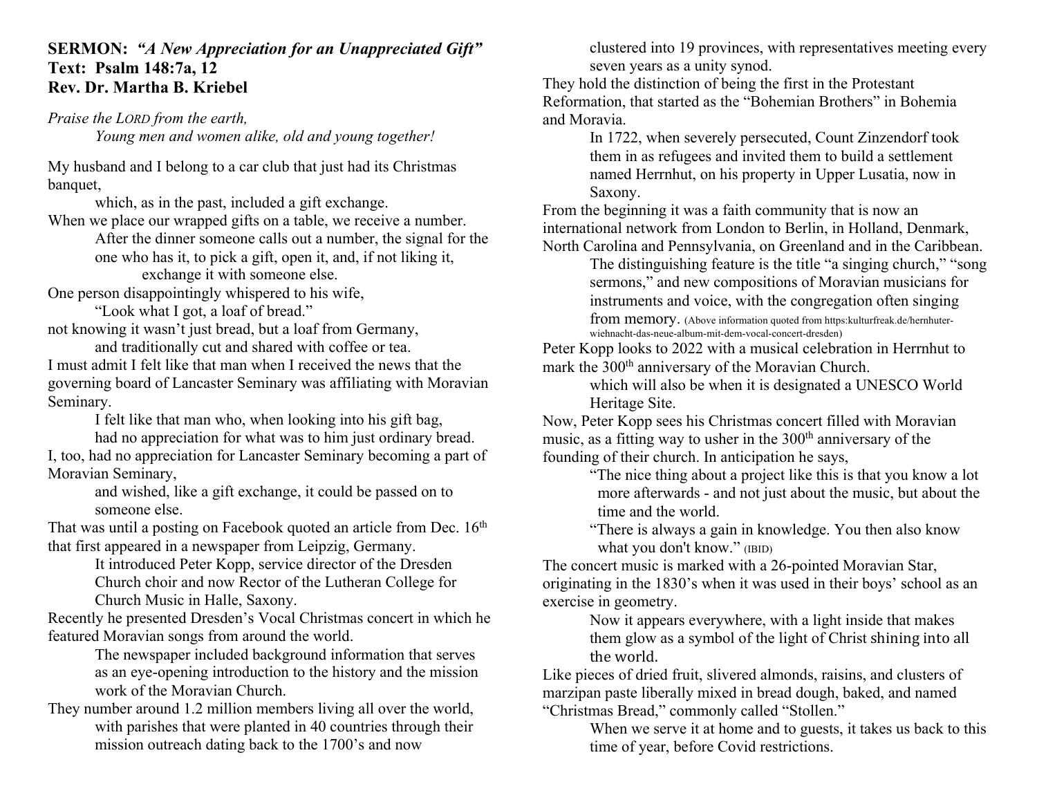**SERMON:** ***"A New Appreciation for an Unappreciated Gift"***
**Text: Psalm 148:7a, 12**
**Rev. Dr. Martha B. Kriebel**

*Praise the LORD from the earth,*
*Young men and women alike, old and young together!*

My husband and I belong to a car club that just had its Christmas banquet,
which, as in the past, included a gift exchange.
When we place our wrapped gifts on a table, we receive a number.
After the dinner someone calls out a number, the signal for the one who has it, to pick a gift, open it, and, if not liking it, exchange it with someone else.
One person disappointingly whispered to his wife,
"Look what I got, a loaf of bread."
not knowing it wasn't just bread, but a loaf from Germany,
and traditionally cut and shared with coffee or tea.
I must admit I felt like that man when I received the news that the governing board of Lancaster Seminary was affiliating with Moravian Seminary.
I felt like that man who, when looking into his gift bag,
had no appreciation for what was to him just ordinary bread.
I, too, had no appreciation for Lancaster Seminary becoming a part of Moravian Seminary,
and wished, like a gift exchange, it could be passed on to someone else.
That was until a posting on Facebook quoted an article from Dec. 16th that first appeared in a newspaper from Leipzig, Germany.
It introduced Peter Kopp, service director of the Dresden Church choir and now Rector of the Lutheran College for Church Music in Halle, Saxony.
Recently he presented Dresden's Vocal Christmas concert in which he featured Moravian songs from around the world.
The newspaper included background information that serves as an eye-opening introduction to the history and the mission work of the Moravian Church.
They number around 1.2 million members living all over the world, with parishes that were planted in 40 countries through their mission outreach dating back to the 1700's and now clustered into 19 provinces, with representatives meeting every seven years as a unity synod.
They hold the distinction of being the first in the Protestant Reformation, that started as the "Bohemian Brothers" in Bohemia and Moravia.
In 1722, when severely persecuted, Count Zinzendorf took them in as refugees and invited them to build a settlement named Herrnhut, on his property in Upper Lusatia, now in Saxony.
From the beginning it was a faith community that is now an international network from London to Berlin, in Holland, Denmark, North Carolina and Pennsylvania, on Greenland and in the Caribbean.
The distinguishing feature is the title "a singing church," "song sermons," and new compositions of Moravian musicians for instruments and voice, with the congregation often singing from memory. (Above information quoted from https:kulturfreak.de/hernhuter-wiehnacht-das-neue-album-mit-dem-vocal-concert-dresden)
Peter Kopp looks to 2022 with a musical celebration in Herrnhut to mark the 300th anniversary of the Moravian Church.
which will also be when it is designated a UNESCO World Heritage Site.
Now, Peter Kopp sees his Christmas concert filled with Moravian music, as a fitting way to usher in the 300th anniversary of the founding of their church. In anticipation he says,
"The nice thing about a project like this is that you know a lot more afterwards - and not just about the music, but about the time and the world.
"There is always a gain in knowledge. You then also know what you don't know." (IBID)
The concert music is marked with a 26-pointed Moravian Star, originating in the 1830's when it was used in their boys' school as an exercise in geometry.
Now it appears everywhere, with a light inside that makes them glow as a symbol of the light of Christ shining into all the world.
Like pieces of dried fruit, slivered almonds, raisins, and clusters of marzipan paste liberally mixed in bread dough, baked, and named "Christmas Bread," commonly called "Stollen."
When we serve it at home and to guests, it takes us back to this time of year, before Covid restrictions.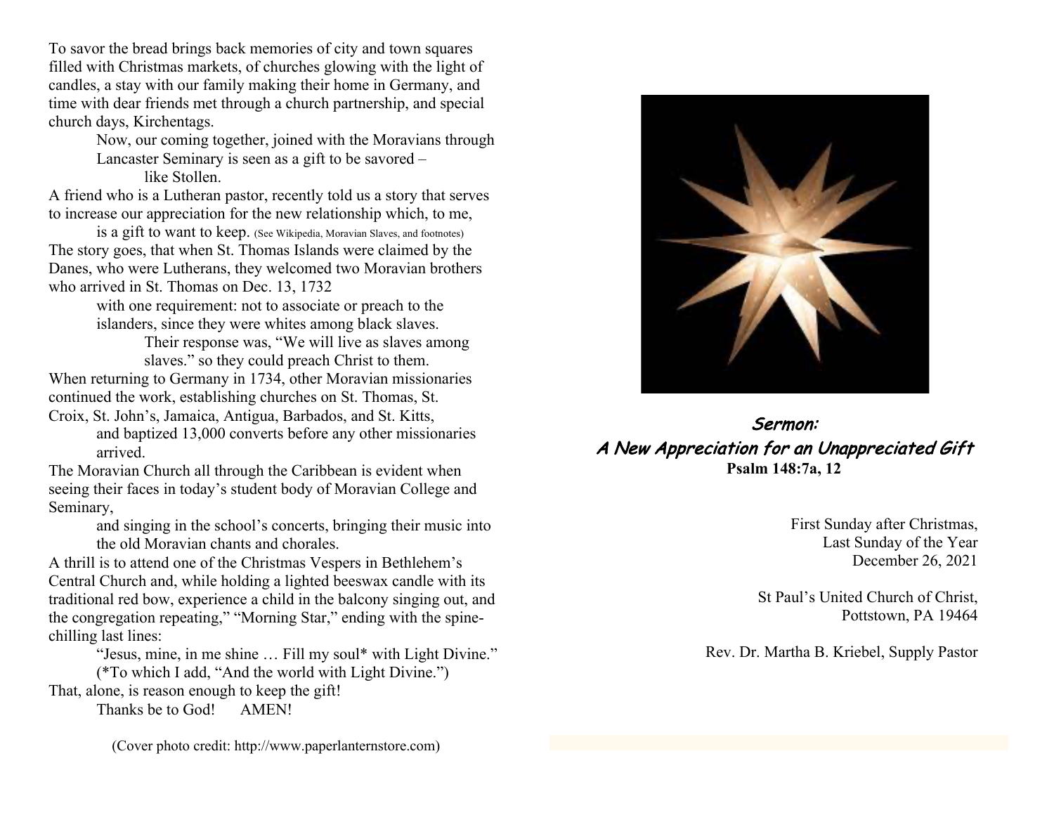To savor the bread brings back memories of city and town squares filled with Christmas markets, of churches glowing with the light of candles, a stay with our family making their home in Germany, and time with dear friends met through a church partnership, and special church days, Kirchentags.

Now, our coming together, joined with the Moravians through Lancaster Seminary is seen as a gift to be savored –
like Stollen.

A friend who is a Lutheran pastor, recently told us a story that serves to increase our appreciation for the new relationship which, to me, is a gift to want to keep. (See Wikipedia, Moravian Slaves, and footnotes)

The story goes, that when St. Thomas Islands were claimed by the Danes, who were Lutherans, they welcomed two Moravian brothers who arrived in St. Thomas on Dec. 13, 1732
with one requirement: not to associate or preach to the islanders, since they were whites among black slaves.
Their response was, "We will live as slaves among slaves." so they could preach Christ to them.

When returning to Germany in 1734, other Moravian missionaries continued the work, establishing churches on St. Thomas, St. Croix, St. John's, Jamaica, Antigua, Barbados, and St. Kitts,
and baptized 13,000 converts before any other missionaries arrived.

The Moravian Church all through the Caribbean is evident when seeing their faces in today's student body of Moravian College and Seminary,
and singing in the school's concerts, bringing their music into the old Moravian chants and chorales.

A thrill is to attend one of the Christmas Vespers in Bethlehem's Central Church and, while holding a lighted beeswax candle with its traditional red bow, experience a child in the balcony singing out, and the congregation repeating," "Morning Star," ending with the spine-chilling last lines:

"Jesus, mine, in me shine … Fill my soul* with Light Divine."
(*To which I add, "And the world with Light Divine.")

That, alone, is reason enough to keep the gift!
Thanks be to God! AMEN!

(Cover photo credit: http://www.paperlanternstore.com)

## *Sermon:*
## *A New Appreciation for an Unappreciated Gift*

**Psalm 148:7a, 12**

First Sunday after Christmas,
Last Sunday of the Year
December 26, 2021

St Paul's United Church of Christ,
Pottstown, PA 19464

Rev. Dr. Martha B. Kriebel, Supply Pastor